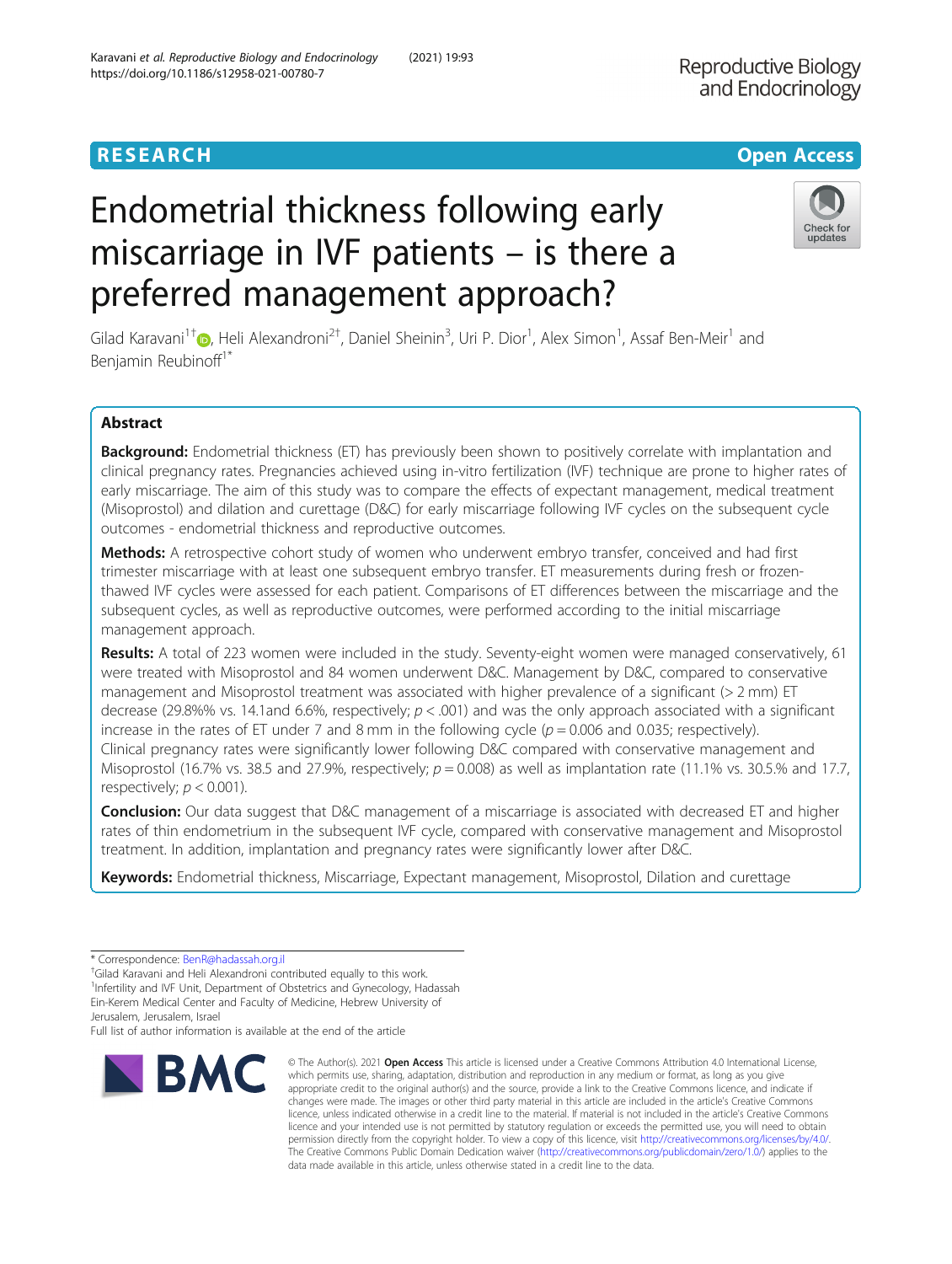RESEARCH

Open Access

# Endometrial thickness following early miscarriage in IVF patients – is there a preferred management approach?

Gilad Karavani[1†], Heli Alexandroni[2†], Daniel Sheinin[3], Uri P. Dior[1], Alex Simon[1], Assaf Ben-Meir[1] and Benjamin Reubinoff[1*]

## Abstract

**Background:** Endometrial thickness (ET) has previously been shown to positively correlate with implantation and clinical pregnancy rates. Pregnancies achieved using in-vitro fertilization (IVF) technique are prone to higher rates of early miscarriage. The aim of this study was to compare the effects of expectant management, medical treatment (Misoprostol) and dilation and curettage (D&C) for early miscarriage following IVF cycles on the subsequent cycle outcomes - endometrial thickness and reproductive outcomes.

**Methods:** A retrospective cohort study of women who underwent embryo transfer, conceived and had first trimester miscarriage with at least one subsequent embryo transfer. ET measurements during fresh or frozen-thawed IVF cycles were assessed for each patient. Comparisons of ET differences between the miscarriage and the subsequent cycles, as well as reproductive outcomes, were performed according to the initial miscarriage management approach.

**Results:** A total of 223 women were included in the study. Seventy-eight women were managed conservatively, 61 were treated with Misoprostol and 84 women underwent D&C. Management by D&C, compared to conservative management and Misoprostol treatment was associated with higher prevalence of a significant (> 2 mm) ET decrease (29.8%% vs. 14.1and 6.6%, respectively; $p < .001$) and was the only approach associated with a significant increase in the rates of ET under 7 and 8 mm in the following cycle ($p = 0.006$ and 0.035; respectively). Clinical pregnancy rates were significantly lower following D&C compared with conservative management and Misoprostol (16.7% vs. 38.5 and 27.9%, respectively; $p = 0.008$) as well as implantation rate (11.1% vs. 30.5.% and 17.7, respectively; $p < 0.001$).

**Conclusion:** Our data suggest that D&C management of a miscarriage is associated with decreased ET and higher rates of thin endometrium in the subsequent IVF cycle, compared with conservative management and Misoprostol treatment. In addition, implantation and pregnancy rates were significantly lower after D&C.

**Keywords:** Endometrial thickness, Miscarriage, Expectant management, Misoprostol, Dilation and curettage

---

* Correspondence: BenR@hadassah.org.il

†Gilad Karavani and Heli Alexandroni contributed equally to this work.

[1]Infertility and IVF Unit, Department of Obstetrics and Gynecology, Hadassah Ein-Kerem Medical Center and Faculty of Medicine, Hebrew University of Jerusalem, Jerusalem, Israel

Full list of author information is available at the end of the article

© The Author(s). 2021 **Open Access** This article is licensed under a Creative Commons Attribution 4.0 International License, which permits use, sharing, adaptation, distribution and reproduction in any medium or format, as long as you give appropriate credit to the original author(s) and the source, provide a link to the Creative Commons licence, and indicate if changes were made. The images or other third party material in this article are included in the article's Creative Commons licence, unless indicated otherwise in a credit line to the material. If material is not included in the article's Creative Commons licence and your intended use is not permitted by statutory regulation or exceeds the permitted use, you will need to obtain permission directly from the copyright holder. To view a copy of this licence, visit http://creativecommons.org/licenses/by/4.0/. The Creative Commons Public Domain Dedication waiver (http://creativecommons.org/publicdomain/zero/1.0/) applies to the data made available in this article, unless otherwise stated in a credit line to the data.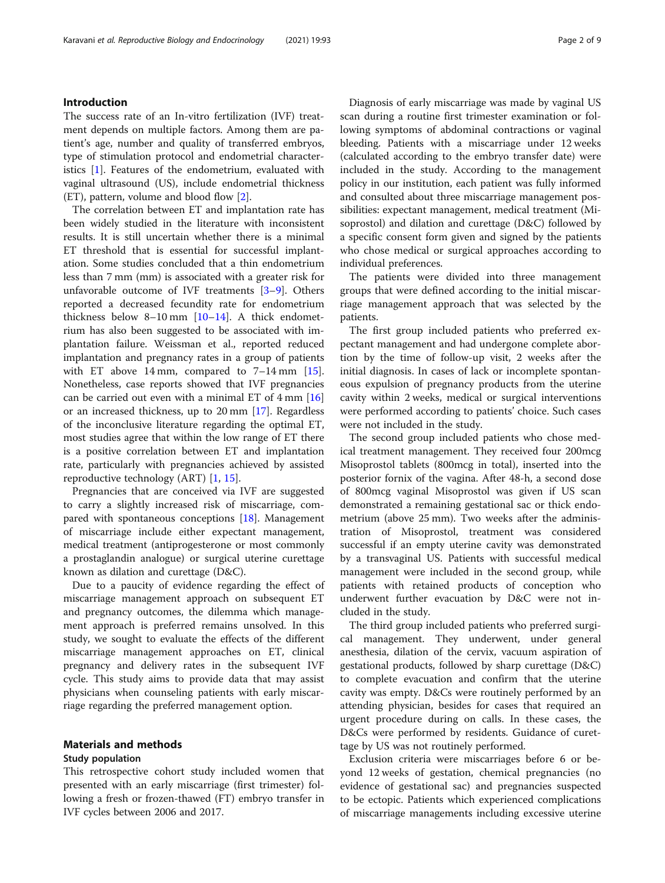## Introduction

The success rate of an In-vitro fertilization (IVF) treatment depends on multiple factors. Among them are patient's age, number and quality of transferred embryos, type of stimulation protocol and endometrial characteristics [1]. Features of the endometrium, evaluated with vaginal ultrasound (US), include endometrial thickness (ET), pattern, volume and blood flow [2].

The correlation between ET and implantation rate has been widely studied in the literature with inconsistent results. It is still uncertain whether there is a minimal ET threshold that is essential for successful implantation. Some studies concluded that a thin endometrium less than 7 mm (mm) is associated with a greater risk for unfavorable outcome of IVF treatments [3–9]. Others reported a decreased fecundity rate for endometrium thickness below 8–10 mm [10–14]. A thick endometrium has also been suggested to be associated with implantation failure. Weissman et al., reported reduced implantation and pregnancy rates in a group of patients with ET above 14 mm, compared to 7–14 mm [15]. Nonetheless, case reports showed that IVF pregnancies can be carried out even with a minimal ET of 4 mm [16] or an increased thickness, up to 20 mm [17]. Regardless of the inconclusive literature regarding the optimal ET, most studies agree that within the low range of ET there is a positive correlation between ET and implantation rate, particularly with pregnancies achieved by assisted reproductive technology (ART) [1, 15].

Pregnancies that are conceived via IVF are suggested to carry a slightly increased risk of miscarriage, compared with spontaneous conceptions [18]. Management of miscarriage include either expectant management, medical treatment (antiprogesterone or most commonly a prostaglandin analogue) or surgical uterine curettage known as dilation and curettage (D&C).

Due to a paucity of evidence regarding the effect of miscarriage management approach on subsequent ET and pregnancy outcomes, the dilemma which management approach is preferred remains unsolved. In this study, we sought to evaluate the effects of the different miscarriage management approaches on ET, clinical pregnancy and delivery rates in the subsequent IVF cycle. This study aims to provide data that may assist physicians when counseling patients with early miscarriage regarding the preferred management option.

## Materials and methods

### Study population

This retrospective cohort study included women that presented with an early miscarriage (first trimester) following a fresh or frozen-thawed (FT) embryo transfer in IVF cycles between 2006 and 2017.

Diagnosis of early miscarriage was made by vaginal US scan during a routine first trimester examination or following symptoms of abdominal contractions or vaginal bleeding. Patients with a miscarriage under 12 weeks (calculated according to the embryo transfer date) were included in the study. According to the management policy in our institution, each patient was fully informed and consulted about three miscarriage management possibilities: expectant management, medical treatment (Misoprostol) and dilation and curettage (D&C) followed by a specific consent form given and signed by the patients who chose medical or surgical approaches according to individual preferences.

The patients were divided into three management groups that were defined according to the initial miscarriage management approach that was selected by the patients.

The first group included patients who preferred expectant management and had undergone complete abortion by the time of follow-up visit, 2 weeks after the initial diagnosis. In cases of lack or incomplete spontaneous expulsion of pregnancy products from the uterine cavity within 2 weeks, medical or surgical interventions were performed according to patients' choice. Such cases were not included in the study.

The second group included patients who chose medical treatment management. They received four 200mcg Misoprostol tablets (800mcg in total), inserted into the posterior fornix of the vagina. After 48-h, a second dose of 800mcg vaginal Misoprostol was given if US scan demonstrated a remaining gestational sac or thick endometrium (above 25 mm). Two weeks after the administration of Misoprostol, treatment was considered successful if an empty uterine cavity was demonstrated by a transvaginal US. Patients with successful medical management were included in the second group, while patients with retained products of conception who underwent further evacuation by D&C were not included in the study.

The third group included patients who preferred surgical management. They underwent, under general anesthesia, dilation of the cervix, vacuum aspiration of gestational products, followed by sharp curettage (D&C) to complete evacuation and confirm that the uterine cavity was empty. D&Cs were routinely performed by an attending physician, besides for cases that required an urgent procedure during on calls. In these cases, the D&Cs were performed by residents. Guidance of curettage by US was not routinely performed.

Exclusion criteria were miscarriages before 6 or beyond 12 weeks of gestation, chemical pregnancies (no evidence of gestational sac) and pregnancies suspected to be ectopic. Patients which experienced complications of miscarriage managements including excessive uterine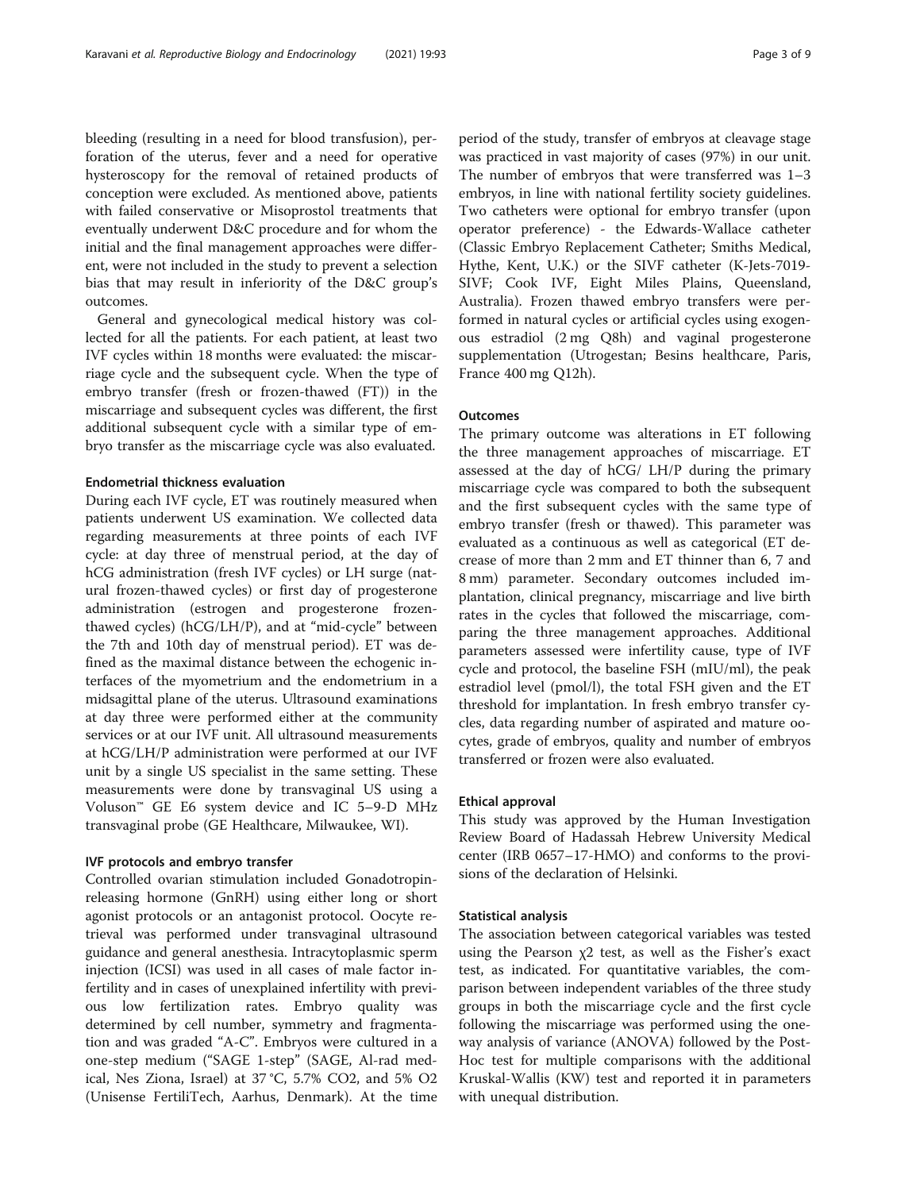bleeding (resulting in a need for blood transfusion), perforation of the uterus, fever and a need for operative hysteroscopy for the removal of retained products of conception were excluded. As mentioned above, patients with failed conservative or Misoprostol treatments that eventually underwent D&C procedure and for whom the initial and the final management approaches were different, were not included in the study to prevent a selection bias that may result in inferiority of the D&C group's outcomes.

General and gynecological medical history was collected for all the patients. For each patient, at least two IVF cycles within 18 months were evaluated: the miscarriage cycle and the subsequent cycle. When the type of embryo transfer (fresh or frozen-thawed (FT)) in the miscarriage and subsequent cycles was different, the first additional subsequent cycle with a similar type of embryo transfer as the miscarriage cycle was also evaluated.

### Endometrial thickness evaluation

During each IVF cycle, ET was routinely measured when patients underwent US examination. We collected data regarding measurements at three points of each IVF cycle: at day three of menstrual period, at the day of hCG administration (fresh IVF cycles) or LH surge (natural frozen-thawed cycles) or first day of progesterone administration (estrogen and progesterone frozen-thawed cycles) (hCG/LH/P), and at "mid-cycle" between the 7th and 10th day of menstrual period). ET was defined as the maximal distance between the echogenic interfaces of the myometrium and the endometrium in a midsagittal plane of the uterus. Ultrasound examinations at day three were performed either at the community services or at our IVF unit. All ultrasound measurements at hCG/LH/P administration were performed at our IVF unit by a single US specialist in the same setting. These measurements were done by transvaginal US using a Voluson™ GE E6 system device and IC 5–9-D MHz transvaginal probe (GE Healthcare, Milwaukee, WI).

### IVF protocols and embryo transfer

Controlled ovarian stimulation included Gonadotropin-releasing hormone (GnRH) using either long or short agonist protocols or an antagonist protocol. Oocyte retrieval was performed under transvaginal ultrasound guidance and general anesthesia. Intracytoplasmic sperm injection (ICSI) was used in all cases of male factor infertility and in cases of unexplained infertility with previous low fertilization rates. Embryo quality was determined by cell number, symmetry and fragmentation and was graded "A-C". Embryos were cultured in a one-step medium ("SAGE 1-step" (SAGE, Al-rad medical, Nes Ziona, Israel) at 37 °C, 5.7% $CO_2$, and 5% $O_2$ (Unisense FertiliTech, Aarhus, Denmark). At the time period of the study, transfer of embryos at cleavage stage was practiced in vast majority of cases (97%) in our unit. The number of embryos that were transferred was 1–3 embryos, in line with national fertility society guidelines. Two catheters were optional for embryo transfer (upon operator preference) - the Edwards-Wallace catheter (Classic Embryo Replacement Catheter; Smiths Medical, Hythe, Kent, U.K.) or the SIVF catheter (K-Jets-7019-SIVF; Cook IVF, Eight Miles Plains, Queensland, Australia). Frozen thawed embryo transfers were performed in natural cycles or artificial cycles using exogenous estradiol (2 mg Q8h) and vaginal progesterone supplementation (Utrogestan; Besins healthcare, Paris, France 400 mg Q12h).

### Outcomes

The primary outcome was alterations in ET following the three management approaches of miscarriage. ET assessed at the day of hCG/ LH/P during the primary miscarriage cycle was compared to both the subsequent and the first subsequent cycles with the same type of embryo transfer (fresh or thawed). This parameter was evaluated as a continuous as well as categorical (ET decrease of more than 2 mm and ET thinner than 6, 7 and 8 mm) parameter. Secondary outcomes included implantation, clinical pregnancy, miscarriage and live birth rates in the cycles that followed the miscarriage, comparing the three management approaches. Additional parameters assessed were infertility cause, type of IVF cycle and protocol, the baseline FSH (mIU/ml), the peak estradiol level (pmol/l), the total FSH given and the ET threshold for implantation. In fresh embryo transfer cycles, data regarding number of aspirated and mature oocytes, grade of embryos, quality and number of embryos transferred or frozen were also evaluated.

### Ethical approval

This study was approved by the Human Investigation Review Board of Hadassah Hebrew University Medical center (IRB 0657–17-HMO) and conforms to the provisions of the declaration of Helsinki.

### Statistical analysis

The association between categorical variables was tested using the Pearson $\chi 2$ test, as well as the Fisher's exact test, as indicated. For quantitative variables, the comparison between independent variables of the three study groups in both the miscarriage cycle and the first cycle following the miscarriage was performed using the one-way analysis of variance (ANOVA) followed by the Post-Hoc test for multiple comparisons with the additional Kruskal-Wallis (KW) test and reported it in parameters with unequal distribution.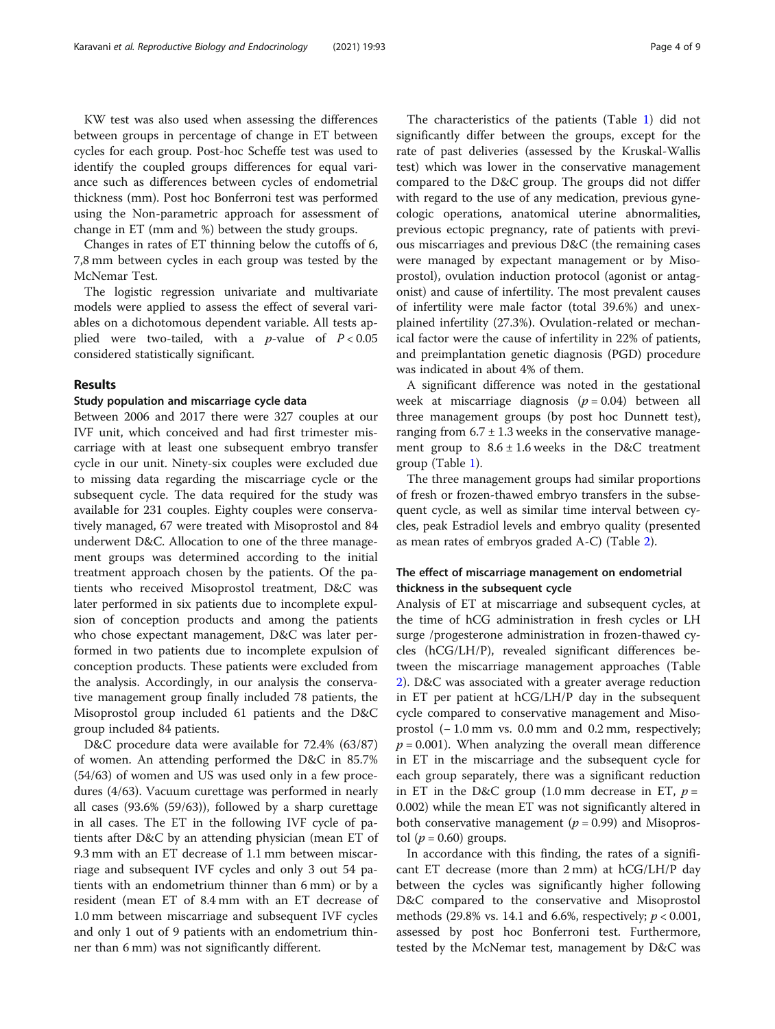KW test was also used when assessing the differences between groups in percentage of change in ET between cycles for each group. Post-hoc Scheffe test was used to identify the coupled groups differences for equal variance such as differences between cycles of endometrial thickness (mm). Post hoc Bonferroni test was performed using the Non-parametric approach for assessment of change in ET (mm and %) between the study groups.

Changes in rates of ET thinning below the cutoffs of 6, 7,8 mm between cycles in each group was tested by the McNemar Test.

The logistic regression univariate and multivariate models were applied to assess the effect of several variables on a dichotomous dependent variable. All tests applied were two-tailed, with a *p*-value of $P < 0.05$ considered statistically significant.

## Results

### Study population and miscarriage cycle data

Between 2006 and 2017 there were 327 couples at our IVF unit, which conceived and had first trimester miscarriage with at least one subsequent embryo transfer cycle in our unit. Ninety-six couples were excluded due to missing data regarding the miscarriage cycle or the subsequent cycle. The data required for the study was available for 231 couples. Eighty couples were conservatively managed, 67 were treated with Misoprostol and 84 underwent D&C. Allocation to one of the three management groups was determined according to the initial treatment approach chosen by the patients. Of the patients who received Misoprostol treatment, D&C was later performed in six patients due to incomplete expulsion of conception products and among the patients who chose expectant management, D&C was later performed in two patients due to incomplete expulsion of conception products. These patients were excluded from the analysis. Accordingly, in our analysis the conservative management group finally included 78 patients, the Misoprostol group included 61 patients and the D&C group included 84 patients.

D&C procedure data were available for 72.4% (63/87) of women. An attending performed the D&C in 85.7% (54/63) of women and US was used only in a few procedures (4/63). Vacuum curettage was performed in nearly all cases (93.6% (59/63)), followed by a sharp curettage in all cases. The ET in the following IVF cycle of patients after D&C by an attending physician (mean ET of 9.3 mm with an ET decrease of 1.1 mm between miscarriage and subsequent IVF cycles and only 3 out 54 patients with an endometrium thinner than 6 mm) or by a resident (mean ET of 8.4 mm with an ET decrease of 1.0 mm between miscarriage and subsequent IVF cycles and only 1 out of 9 patients with an endometrium thinner than 6 mm) was not significantly different.

The characteristics of the patients (Table 1) did not significantly differ between the groups, except for the rate of past deliveries (assessed by the Kruskal-Wallis test) which was lower in the conservative management compared to the D&C group. The groups did not differ with regard to the use of any medication, previous gynecologic operations, anatomical uterine abnormalities, previous ectopic pregnancy, rate of patients with previous miscarriages and previous D&C (the remaining cases were managed by expectant management or by Misoprostol), ovulation induction protocol (agonist or antagonist) and cause of infertility. The most prevalent causes of infertility were male factor (total 39.6%) and unexplained infertility (27.3%). Ovulation-related or mechanical factor were the cause of infertility in 22% of patients, and preimplantation genetic diagnosis (PGD) procedure was indicated in about 4% of them.

A significant difference was noted in the gestational week at miscarriage diagnosis ($p = 0.04$) between all three management groups (by post hoc Dunnett test), ranging from $6.7 \pm 1.3$ weeks in the conservative management group to $8.6 \pm 1.6$ weeks in the D&C treatment group (Table 1).

The three management groups had similar proportions of fresh or frozen-thawed embryo transfers in the subsequent cycle, as well as similar time interval between cycles, peak Estradiol levels and embryo quality (presented as mean rates of embryos graded A-C) (Table 2).

### The effect of miscarriage management on endometrial thickness in the subsequent cycle

Analysis of ET at miscarriage and subsequent cycles, at the time of hCG administration in fresh cycles or LH surge /progesterone administration in frozen-thawed cycles (hCG/LH/P), revealed significant differences between the miscarriage management approaches (Table 2). D&C was associated with a greater average reduction in ET per patient at hCG/LH/P day in the subsequent cycle compared to conservative management and Misoprostol (− 1.0 mm vs. 0.0 mm and 0.2 mm, respectively; $p = 0.001$). When analyzing the overall mean difference in ET in the miscarriage and the subsequent cycle for each group separately, there was a significant reduction in ET in the D&C group (1.0 mm decrease in ET, $p = 0.002$) while the mean ET was not significantly altered in both conservative management ($p = 0.99$) and Misoprostol ($p = 0.60$) groups.

In accordance with this finding, the rates of a significant ET decrease (more than 2 mm) at hCG/LH/P day between the cycles was significantly higher following D&C compared to the conservative and Misoprostol methods (29.8% vs. 14.1 and 6.6%, respectively; $p < 0.001$, assessed by post hoc Bonferroni test. Furthermore, tested by the McNemar test, management by D&C was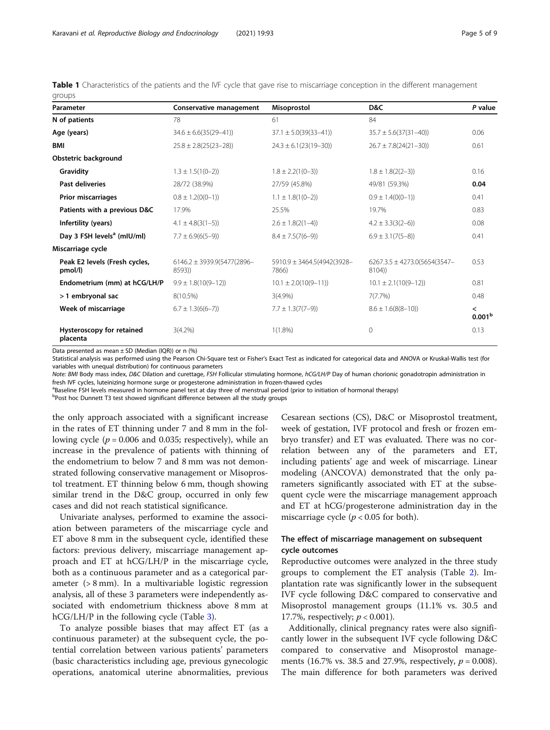**Table 1** Characteristics of the patients and the IVF cycle that gave rise to miscarriage conception in the different management groups

| Parameter | Conservative management | Misoprostol | D&C | P value |
|---|---|---|---|---|
| **N of patients** | 78 | 61 | 84 | |
| **Age (years)** | 34.6 ± 6.6(35(29–41)) | 37.1 ± 5.0(39(33–41)) | 35.7 ± 5.6(37(31–40)) | 0.06 |
| **BMI** | 25.8 ± 2.8(25(23–28)) | 24.3 ± 6.1(23(19–30)) | 26.7 ± 7.8(24(21–30)) | 0.61 |
| **Obstetric background** | | | | |
| **Gravidity** | 1.3 ± 1.5(1(0–2)) | 1.8 ± 2.2(1(0–3)) | 1.8 ± 1.8(2(2–3)) | 0.16 |
| **Past deliveries** | 28/72 (38.9%) | 27/59 (45.8%) | 49/81 (59.3%) | **0.04** |
| **Prior miscarriages** | 0.8 ± 1.2(0(0–1)) | 1.1 ± 1.8(1(0–2)) | 0.9 ± 1.4(0(0–1)) | 0.41 |
| **Patients with a previous D&C** | 17.9% | 25.5% | 19.7% | 0.83 |
| **Infertility (years)** | 4.1 ± 4.8(3(1–5)) | 2.6 ± 1.8(2(1–4)) | 4.2 ± 3.3(3(2–6)) | 0.08 |
| **Day 3 FSH levels[a] (mIU/ml)** | 7.7 ± 6.9(6(5–9)) | 8.4 ± 7.5(7(6–9)) | 6.9 ± 3.1(7(5–8)) | 0.41 |
| **Miscarriage cycle** | | | | |
| **Peak E2 levels (Fresh cycles, pmol/l)** | 6146.2 ± 3939.9(5477(2896–8593)) | 5910.9 ± 3464.5(4942(3928–7866) | 6267.3.5 ± 4273.0(5654(3547–8104)) | 0.53 |
| **Endometrium (mm) at hCG/LH/P** | 9.9 ± 1.8(10(9–12)) | 10.1 ± 2.0(10(9–11)) | 10.1 ± 2.1(10(9–12)) | 0.81 |
| **> 1 embryonal sac** | 8(10.5%) | 3(4.9%) | 7(7.7%) | 0.48 |
| **Week of miscarriage** | 6.7 ± 1.3(6(6–7)) | 7.7 ± 1.3(7(7–9)) | 8.6 ± 1.6(8(8–10)) | < 0.001[b] |
| **Hysteroscopy for retained placenta** | 3(4.2%) | 1(1.8%) | 0 | 0.13 |

Data presented as mean ± SD (Median (IQR)) or n (%)

Statistical analysis was performed using the Pearson Chi-Square test or Fisher's Exact Test as indicated for categorical data and ANOVA or Kruskal-Wallis test (for variables with unequal distribution) for continuous parameters

*Note: BMI* Body mass index, *D&C* Dilation and curettage, *FSH* Follicular stimulating hormone, *hCG/LH/P* Day of human chorionic gonadotropin administration in fresh IVF cycles, luteinizing hormone surge or progesterone administration in frozen-thawed cycles

[a]Baseline FSH levels measured in hormone panel test at day three of menstrual period (prior to initiation of hormonal therapy)

[b]Post hoc Dunnett T3 test showed significant difference between all the study groups

the only approach associated with a significant increase in the rates of ET thinning under 7 and 8 mm in the following cycle ($p = 0.006$ and 0.035; respectively), while an increase in the prevalence of patients with thinning of the endometrium to below 7 and 8 mm was not demonstrated following conservative management or Misoprostol treatment. ET thinning below 6 mm, though showing similar trend in the D&C group, occurred in only few cases and did not reach statistical significance.

Univariate analyses, performed to examine the association between parameters of the miscarriage cycle and ET above 8 mm in the subsequent cycle, identified these factors: previous delivery, miscarriage management approach and ET at hCG/LH/P in the miscarriage cycle, both as a continuous parameter and as a categorical parameter (> 8 mm). In a multivariable logistic regression analysis, all of these 3 parameters were independently associated with endometrium thickness above 8 mm at hCG/LH/P in the following cycle (Table 3).

To analyze possible biases that may affect ET (as a continuous parameter) at the subsequent cycle, the potential correlation between various patients' parameters (basic characteristics including age, previous gynecologic operations, anatomical uterine abnormalities, previous Cesarean sections (CS), D&C or Misoprostol treatment, week of gestation, IVF protocol and fresh or frozen embryo transfer) and ET was evaluated. There was no correlation between any of the parameters and ET, including patients' age and week of miscarriage. Linear modeling (ANCOVA) demonstrated that the only parameters significantly associated with ET at the subsequent cycle were the miscarriage management approach and ET at hCG/progesterone administration day in the miscarriage cycle ($p < 0.05$ for both).

## The effect of miscarriage management on subsequent cycle outcomes

Reproductive outcomes were analyzed in the three study groups to complement the ET analysis (Table 2). Implantation rate was significantly lower in the subsequent IVF cycle following D&C compared to conservative and Misoprostol management groups (11.1% vs. 30.5 and 17.7%, respectively; $p < 0.001$).

Additionally, clinical pregnancy rates were also significantly lower in the subsequent IVF cycle following D&C compared to conservative and Misoprostol managements (16.7% vs. 38.5 and 27.9%, respectively, $p = 0.008$). The main difference for both parameters was derived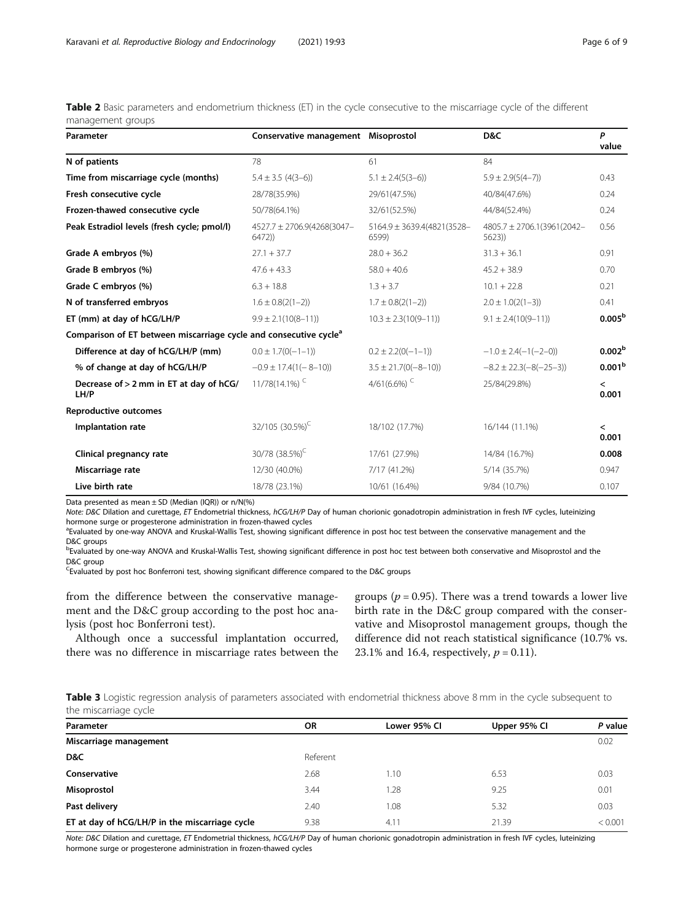**Table 2** Basic parameters and endometrium thickness (ET) in the cycle consecutive to the miscarriage cycle of the different management groups

| Parameter | Conservative management | Misoprostol | D&C | P value |
|---|---|---|---|---|
| **N of patients** | 78 | 61 | 84 | |
| **Time from miscarriage cycle (months)** | 5.4 ± 3.5 (4(3–6)) | 5.1 ± 2.4(5(3–6)) | 5.9 ± 2.9(5(4–7)) | 0.43 |
| **Fresh consecutive cycle** | 28/78(35.9%) | 29/61(47.5%) | 40/84(47.6%) | 0.24 |
| **Frozen-thawed consecutive cycle** | 50/78(64.1%) | 32/61(52.5%) | 44/84(52.4%) | 0.24 |
| **Peak Estradiol levels (fresh cycle; pmol/l)** | 4527.7 ± 2706.9(4268(3047–6472)) | 5164.9 ± 3639.4(4821(3528–6599) | 4805.7 ± 2706.1(3961(2042–5623)) | 0.56 |
| **Grade A embryos (%)** | 27.1 + 37.7 | 28.0 + 36.2 | 31.3 + 36.1 | 0.91 |
| **Grade B embryos (%)** | 47.6 + 43.3 | 58.0 + 40.6 | 45.2 + 38.9 | 0.70 |
| **Grade C embryos (%)** | 6.3 + 18.8 | 1.3 + 3.7 | 10.1 + 22.8 | 0.21 |
| **N of transferred embryos** | 1.6 ± 0.8(2(1–2)) | 1.7 ± 0.8(2(1–2)) | 2.0 ± 1.0(2(1–3)) | 0.41 |
| **ET (mm) at day of hCG/LH/P** | 9.9 ± 2.1(10(8–11)) | 10.3 ± 2.3(10(9–11)) | 9.1 ± 2.4(10(9–11)) | **0.005[b]** |
| **Comparison of ET between miscarriage cycle and consecutive cycle[a]** | | | | |
| **Difference at day of hCG/LH/P (mm)** | 0.0 ± 1.7(0(−1–1)) | 0.2 ± 2.2(0(−1–1)) | −1.0 ± 2.4(−1(−2–0)) | **0.002[b]** |
| **% of change at day of hCG/LH/P** | −0.9 ± 17.4(1(− 8–10)) | 3.5 ± 21.7(0(−8–10)) | −8.2 ± 22.3(−8(−25–3)) | **0.001[b]** |
| **Decrease of > 2 mm in ET at day of hCG/LH/P** | 11/78(14.1%) [C] | 4/61(6.6%) [C] | 25/84(29.8%) | **< 0.001** |
| **Reproductive outcomes** | | | | |
| **Implantation rate** | 32/105 (30.5%)[C] | 18/102 (17.7%) | 16/144 (11.1%) | **< 0.001** |
| **Clinical pregnancy rate** | 30/78 (38.5%)[C] | 17/61 (27.9%) | 14/84 (16.7%) | **0.008** |
| **Miscarriage rate** | 12/30 (40.0%) | 7/17 (41.2%) | 5/14 (35.7%) | 0.947 |
| **Live birth rate** | 18/78 (23.1%) | 10/61 (16.4%) | 9/84 (10.7%) | 0.107 |

Data presented as mean ± SD (Median (IQR)) or n/N(%)

*Note: D&C* Dilation and curettage, *ET* Endometrial thickness, *hCG/LH/P* Day of human chorionic gonadotropin administration in fresh IVF cycles, luteinizing hormone surge or progesterone administration in frozen-thawed cycles

[a]Evaluated by one-way ANOVA and Kruskal-Wallis Test, showing significant difference in post hoc test between the conservative management and the D&C groups

[b]Evaluated by one-way ANOVA and Kruskal-Wallis Test, showing significant difference in post hoc test between both conservative and Misoprostol and the D&C group

[C]Evaluated by post hoc Bonferroni test, showing significant difference compared to the D&C groups

from the difference between the conservative management and the D&C group according to the post hoc analysis (post hoc Bonferroni test).

Although once a successful implantation occurred, there was no difference in miscarriage rates between the groups ($p = 0.95$). There was a trend towards a lower live birth rate in the D&C group compared with the conservative and Misoprostol management groups, though the difference did not reach statistical significance (10.7% vs. 23.1% and 16.4, respectively, $p = 0.11$).

**Table 3** Logistic regression analysis of parameters associated with endometrial thickness above 8 mm in the cycle subsequent to the miscarriage cycle

| Parameter | OR | Lower 95% CI | Upper 95% CI | P value |
|---|---|---|---|---|
| **Miscarriage management** | | | | 0.02 |
| **D&C** | Referent | | | |
| **Conservative** | 2.68 | 1.10 | 6.53 | 0.03 |
| **Misoprostol** | 3.44 | 1.28 | 9.25 | 0.01 |
| **Past delivery** | 2.40 | 1.08 | 5.32 | 0.03 |
| **ET at day of hCG/LH/P in the miscarriage cycle** | 9.38 | 4.11 | 21.39 | < 0.001 |

*Note: D&C* Dilation and curettage, *ET* Endometrial thickness, *hCG/LH/P* Day of human chorionic gonadotropin administration in fresh IVF cycles, luteinizing hormone surge or progesterone administration in frozen-thawed cycles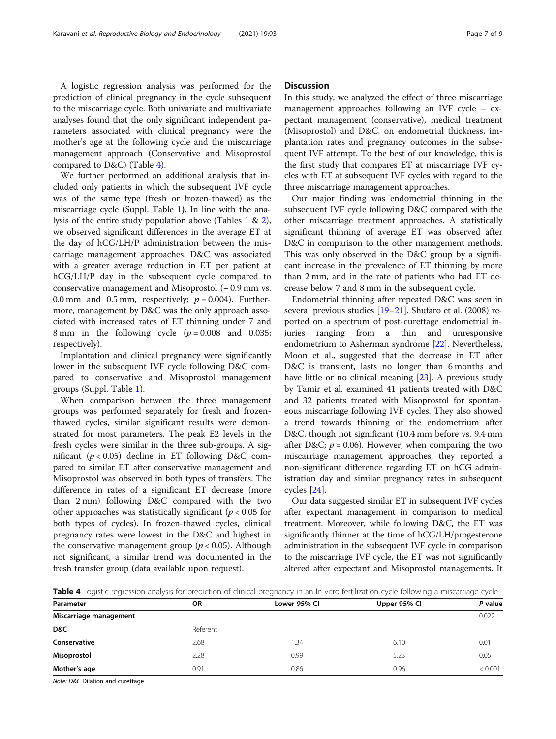A logistic regression analysis was performed for the prediction of clinical pregnancy in the cycle subsequent to the miscarriage cycle. Both univariate and multivariate analyses found that the only significant independent parameters associated with clinical pregnancy were the mother's age at the following cycle and the miscarriage management approach (Conservative and Misoprostol compared to D&C) (Table 4).

We further performed an additional analysis that included only patients in which the subsequent IVF cycle was of the same type (fresh or frozen-thawed) as the miscarriage cycle (Suppl. Table 1). In line with the analysis of the entire study population above (Tables 1 & 2), we observed significant differences in the average ET at the day of hCG/LH/P administration between the miscarriage management approaches. D&C was associated with a greater average reduction in ET per patient at hCG/LH/P day in the subsequent cycle compared to conservative management and Misoprostol (− 0.9 mm vs. 0.0 mm and 0.5 mm, respectively; $p = 0.004$). Furthermore, management by D&C was the only approach associated with increased rates of ET thinning under 7 and 8 mm in the following cycle ($p = 0.008$ and 0.035; respectively).

Implantation and clinical pregnancy were significantly lower in the subsequent IVF cycle following D&C compared to conservative and Misoprostol management groups (Suppl. Table 1).

When comparison between the three management groups was performed separately for fresh and frozen-thawed cycles, similar significant results were demonstrated for most parameters. The peak E2 levels in the fresh cycles were similar in the three sub-groups. A significant ($p < 0.05$) decline in ET following D&C compared to similar ET after conservative management and Misoprostol was observed in both types of transfers. The difference in rates of a significant ET decrease (more than 2 mm) following D&C compared with the two other approaches was statistically significant ($p < 0.05$ for both types of cycles). In frozen-thawed cycles, clinical pregnancy rates were lowest in the D&C and highest in the conservative management group ($p < 0.05$). Although not significant, a similar trend was documented in the fresh transfer group (data available upon request).

## Discussion

In this study, we analyzed the effect of three miscarriage management approaches following an IVF cycle – expectant management (conservative), medical treatment (Misoprostol) and D&C, on endometrial thickness, implantation rates and pregnancy outcomes in the subsequent IVF attempt. To the best of our knowledge, this is the first study that compares ET at miscarriage IVF cycles with ET at subsequent IVF cycles with regard to the three miscarriage management approaches.

Our major finding was endometrial thinning in the subsequent IVF cycle following D&C compared with the other miscarriage treatment approaches. A statistically significant thinning of average ET was observed after D&C in comparison to the other management methods. This was only observed in the D&C group by a significant increase in the prevalence of ET thinning by more than 2 mm, and in the rate of patients who had ET decrease below 7 and 8 mm in the subsequent cycle.

Endometrial thinning after repeated D&C was seen in several previous studies [19–21]. Shufaro et al. (2008) reported on a spectrum of post-curettage endometrial injuries ranging from a thin and unresponsive endometrium to Asherman syndrome [22]. Nevertheless, Moon et al., suggested that the decrease in ET after D&C is transient, lasts no longer than 6 months and have little or no clinical meaning [23]. A previous study by Tamir et al. examined 41 patients treated with D&C and 32 patients treated with Misoprostol for spontaneous miscarriage following IVF cycles. They also showed a trend towards thinning of the endometrium after D&C, though not significant (10.4 mm before vs. 9.4 mm after D&C; $p = 0.06$). However, when comparing the two miscarriage management approaches, they reported a non-significant difference regarding ET on hCG administration day and similar pregnancy rates in subsequent cycles [24].

Our data suggested similar ET in subsequent IVF cycles after expectant management in comparison to medical treatment. Moreover, while following D&C, the ET was significantly thinner at the time of hCG/LH/progesterone administration in the subsequent IVF cycle in comparison to the miscarriage IVF cycle, the ET was not significantly altered after expectant and Misoprostol managements. It

**Table 4** Logistic regression analysis for prediction of clinical pregnancy in an In-vitro fertilization cycle following a miscarriage cycle

| Parameter | OR | Lower 95% CI | Upper 95% CI | *P* value |
|---|---|---|---|---|
| **Miscarriage management** | | | | 0.022 |
| **D&C** | Referent | | | |
| **Conservative** | 2.68 | 1.34 | 6.10 | 0.01 |
| **Misoprostol** | 2.28 | 0.99 | 5.23 | 0.05 |
| **Mother's age** | 0.91 | 0.86 | 0.96 | < 0.001 |

*Note: D&C* Dilation and curettage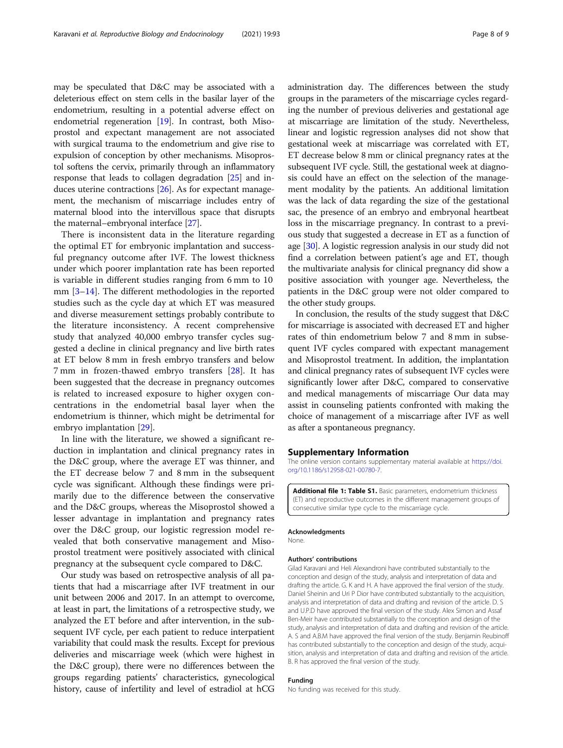may be speculated that D&C may be associated with a deleterious effect on stem cells in the basilar layer of the endometrium, resulting in a potential adverse effect on endometrial regeneration [19]. In contrast, both Misoprostol and expectant management are not associated with surgical trauma to the endometrium and give rise to expulsion of conception by other mechanisms. Misoprostol softens the cervix, primarily through an inflammatory response that leads to collagen degradation [25] and induces uterine contractions [26]. As for expectant management, the mechanism of miscarriage includes entry of maternal blood into the intervillous space that disrupts the maternal–embryonal interface [27].

There is inconsistent data in the literature regarding the optimal ET for embryonic implantation and successful pregnancy outcome after IVF. The lowest thickness under which poorer implantation rate has been reported is variable in different studies ranging from 6 mm to 10 mm [3–14]. The different methodologies in the reported studies such as the cycle day at which ET was measured and diverse measurement settings probably contribute to the literature inconsistency. A recent comprehensive study that analyzed 40,000 embryo transfer cycles suggested a decline in clinical pregnancy and live birth rates at ET below 8 mm in fresh embryo transfers and below 7 mm in frozen-thawed embryo transfers [28]. It has been suggested that the decrease in pregnancy outcomes is related to increased exposure to higher oxygen concentrations in the endometrial basal layer when the endometrium is thinner, which might be detrimental for embryo implantation [29].

In line with the literature, we showed a significant reduction in implantation and clinical pregnancy rates in the D&C group, where the average ET was thinner, and the ET decrease below 7 and 8 mm in the subsequent cycle was significant. Although these findings were primarily due to the difference between the conservative and the D&C groups, whereas the Misoprostol showed a lesser advantage in implantation and pregnancy rates over the D&C group, our logistic regression model revealed that both conservative management and Misoprostol treatment were positively associated with clinical pregnancy at the subsequent cycle compared to D&C.

Our study was based on retrospective analysis of all patients that had a miscarriage after IVF treatment in our unit between 2006 and 2017. In an attempt to overcome, at least in part, the limitations of a retrospective study, we analyzed the ET before and after intervention, in the subsequent IVF cycle, per each patient to reduce interpatient variability that could mask the results. Except for previous deliveries and miscarriage week (which were highest in the D&C group), there were no differences between the groups regarding patients' characteristics, gynecological history, cause of infertility and level of estradiol at hCG administration day. The differences between the study groups in the parameters of the miscarriage cycles regarding the number of previous deliveries and gestational age at miscarriage are limitation of the study. Nevertheless, linear and logistic regression analyses did not show that gestational week at miscarriage was correlated with ET, ET decrease below 8 mm or clinical pregnancy rates at the subsequent IVF cycle. Still, the gestational week at diagnosis could have an effect on the selection of the management modality by the patients. An additional limitation was the lack of data regarding the size of the gestational sac, the presence of an embryo and embryonal heartbeat loss in the miscarriage pregnancy. In contrast to a previous study that suggested a decrease in ET as a function of age [30]. A logistic regression analysis in our study did not find a correlation between patient's age and ET, though the multivariate analysis for clinical pregnancy did show a positive association with younger age. Nevertheless, the patients in the D&C group were not older compared to the other study groups.

In conclusion, the results of the study suggest that D&C for miscarriage is associated with decreased ET and higher rates of thin endometrium below 7 and 8 mm in subsequent IVF cycles compared with expectant management and Misoprostol treatment. In addition, the implantation and clinical pregnancy rates of subsequent IVF cycles were significantly lower after D&C, compared to conservative and medical managements of miscarriage Our data may assist in counseling patients confronted with making the choice of management of a miscarriage after IVF as well as after a spontaneous pregnancy.

## Supplementary Information

The online version contains supplementary material available at https://doi.org/10.1186/s12958-021-00780-7.

**Additional file 1: Table S1.** Basic parameters, endometrium thickness (ET) and reproductive outcomes in the different management groups of consecutive similar type cycle to the miscarriage cycle.

### Acknowledgments

None.

### Authors' contributions

Gilad Karavani and Heli Alexandroni have contributed substantially to the conception and design of the study, analysis and interpretation of data and drafting the article. G. K and H. A have approved the final version of the study. Daniel Sheinin and Uri P Dior have contributed substantially to the acquisition, analysis and interpretation of data and drafting and revision of the article. D. S and U.P.D have approved the final version of the study. Alex Simon and Assaf Ben-Meir have contributed substantially to the conception and design of the study, analysis and interpretation of data and drafting and revision of the article. A. S and A.B.M have approved the final version of the study. Benjamin Reubinoff has contributed substantially to the conception and design of the study, acquisition, analysis and interpretation of data and drafting and revision of the article. B. R has approved the final version of the study.

### Funding

No funding was received for this study.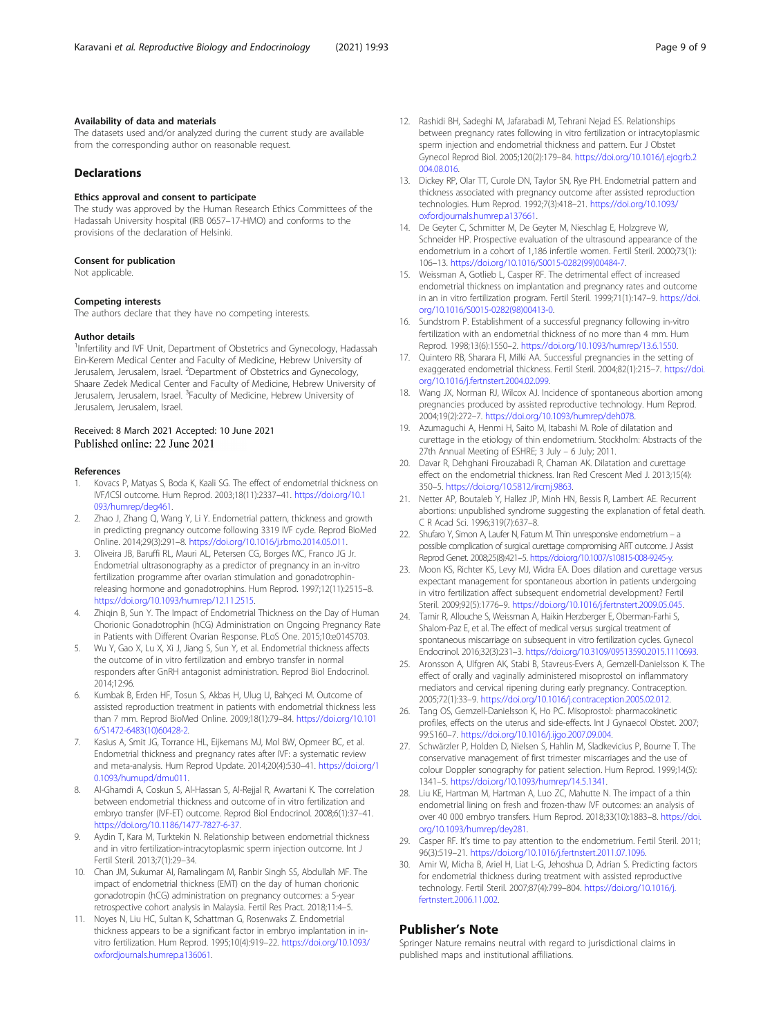### Availability of data and materials

The datasets used and/or analyzed during the current study are available from the corresponding author on reasonable request.

## Declarations

### Ethics approval and consent to participate

The study was approved by the Human Research Ethics Committees of the Hadassah University hospital (IRB 0657–17-HMO) and conforms to the provisions of the declaration of Helsinki.

### Consent for publication

Not applicable.

### Competing interests

The authors declare that they have no competing interests.

### Author details

[1]Infertility and IVF Unit, Department of Obstetrics and Gynecology, Hadassah Ein-Kerem Medical Center and Faculty of Medicine, Hebrew University of Jerusalem, Jerusalem, Israel. [2]Department of Obstetrics and Gynecology, Shaare Zedek Medical Center and Faculty of Medicine, Hebrew University of Jerusalem, Jerusalem, Israel. [3]Faculty of Medicine, Hebrew University of Jerusalem, Jerusalem, Israel.

Received: 8 March 2021 Accepted: 10 June 2021
Published online: 22 June 2021

### References

1. Kovacs P, Matyas S, Boda K, Kaali SG. The effect of endometrial thickness on IVF/ICSI outcome. Hum Reprod. 2003;18(11):2337–41. https://doi.org/10.1093/humrep/deg461.
2. Zhao J, Zhang Q, Wang Y, Li Y. Endometrial pattern, thickness and growth in predicting pregnancy outcome following 3319 IVF cycle. Reprod BioMed Online. 2014;29(3):291–8. https://doi.org/10.1016/j.rbmo.2014.05.011.
3. Oliveira JB, Baruffi RL, Mauri AL, Petersen CG, Borges MC, Franco JG Jr. Endometrial ultrasonography as a predictor of pregnancy in an in-vitro fertilization programme after ovarian stimulation and gonadotrophin-releasing hormone and gonadotrophins. Hum Reprod. 1997;12(11):2515–8. https://doi.org/10.1093/humrep/12.11.2515.
4. Zhiqin B, Sun Y. The Impact of Endometrial Thickness on the Day of Human Chorionic Gonadotrophin (hCG) Administration on Ongoing Pregnancy Rate in Patients with Different Ovarian Response. PLoS One. 2015;10:e0145703.
5. Wu Y, Gao X, Lu X, Xi J, Jiang S, Sun Y, et al. Endometrial thickness affects the outcome of in vitro fertilization and embryo transfer in normal responders after GnRH antagonist administration. Reprod Biol Endocrinol. 2014;12:96.
6. Kumbak B, Erden HF, Tosun S, Akbas H, Ulug U, Bahçeci M. Outcome of assisted reproduction treatment in patients with endometrial thickness less than 7 mm. Reprod BioMed Online. 2009;18(1):79–84. https://doi.org/10.1016/S1472-6483(10)60428-2.
7. Kasius A, Smit JG, Torrance HL, Eijkemans MJ, Mol BW, Opmeer BC, et al. Endometrial thickness and pregnancy rates after IVF: a systematic review and meta-analysis. Hum Reprod Update. 2014;20(4):530–41. https://doi.org/10.1093/humupd/dmu011.
8. Al-Ghamdi A, Coskun S, Al-Hassan S, Al-Rejjal R, Awartani K. The correlation between endometrial thickness and outcome of in vitro fertilization and embryo transfer (IVF-ET) outcome. Reprod Biol Endocrinol. 2008;6(1):37–41. https://doi.org/10.1186/1477-7827-6-37.
9. Aydin T, Kara M, Turktekin N. Relationship between endometrial thickness and in vitro fertilization-intracytoplasmic sperm injection outcome. Int J Fertil Steril. 2013;7(1):29–34.
10. Chan JM, Sukumar AI, Ramalingam M, Ranbir Singh SS, Abdullah MF. The impact of endometrial thickness (EMT) on the day of human chorionic gonadotropin (hCG) administration on pregnancy outcomes: a 5-year retrospective cohort analysis in Malaysia. Fertil Res Pract. 2018;11:4–5.
11. Noyes N, Liu HC, Sultan K, Schattman G, Rosenwaks Z. Endometrial thickness appears to be a significant factor in embryo implantation in in-vitro fertilization. Hum Reprod. 1995;10(4):919–22. https://doi.org/10.1093/oxfordjournals.humrep.a136061.
12. Rashidi BH, Sadeghi M, Jafarabadi M, Tehrani Nejad ES. Relationships between pregnancy rates following in vitro fertilization or intracytoplasmic sperm injection and endometrial thickness and pattern. Eur J Obstet Gynecol Reprod Biol. 2005;120(2):179–84. https://doi.org/10.1016/j.ejogrb.2004.08.016.
13. Dickey RP, Olar TT, Curole DN, Taylor SN, Rye PH. Endometrial pattern and thickness associated with pregnancy outcome after assisted reproduction technologies. Hum Reprod. 1992;7(3):418–21. https://doi.org/10.1093/oxfordjournals.humrep.a137661.
14. De Geyter C, Schmitter M, De Geyter M, Nieschlag E, Holzgreve W, Schneider HP. Prospective evaluation of the ultrasound appearance of the endometrium in a cohort of 1,186 infertile women. Fertil Steril. 2000;73(1):106–13. https://doi.org/10.1016/S0015-0282(99)00484-7.
15. Weissman A, Gotlieb L, Casper RF. The detrimental effect of increased endometrial thickness on implantation and pregnancy rates and outcome in an in vitro fertilization program. Fertil Steril. 1999;71(1):147–9. https://doi.org/10.1016/S0015-0282(98)00413-0.
16. Sundstrom P. Establishment of a successful pregnancy following in-vitro fertilization with an endometrial thickness of no more than 4 mm. Hum Reprod. 1998;13(6):1550–2. https://doi.org/10.1093/humrep/13.6.1550.
17. Quintero RB, Sharara FI, Milki AA. Successful pregnancies in the setting of exaggerated endometrial thickness. Fertil Steril. 2004;82(1):215–7. https://doi.org/10.1016/j.fertnstert.2004.02.099.
18. Wang JX, Norman RJ, Wilcox AJ. Incidence of spontaneous abortion among pregnancies produced by assisted reproductive technology. Hum Reprod. 2004;19(2):272–7. https://doi.org/10.1093/humrep/deh078.
19. Azumaguchi A, Henmi H, Saito M, Itabashi M. Role of dilatation and curettage in the etiology of thin endometrium. Stockholm: Abstracts of the 27th Annual Meeting of ESHRE; 3 July – 6 July; 2011.
20. Davar R, Dehghani Firouzabadi R, Chaman AK. Dilatation and curettage effect on the endometrial thickness. Iran Red Crescent Med J. 2013;15(4):350–5. https://doi.org/10.5812/ircmj.9863.
21. Netter AP, Boutaleb Y, Hallez JP, Minh HN, Bessis R, Lambert AE. Recurrent abortions: unpublished syndrome suggesting the explanation of fetal death. C R Acad Sci. 1996;319(7):637–8.
22. Shufaro Y, Simon A, Laufer N, Fatum M. Thin unresponsive endometrium – a possible complication of surgical curettage compromising ART outcome. J Assist Reprod Genet. 2008;25(8):421–5. https://doi.org/10.1007/s10815-008-9245-y.
23. Moon KS, Richter KS, Levy MJ, Widra EA. Does dilation and curettage versus expectant management for spontaneous abortion in patients undergoing in vitro fertilization affect subsequent endometrial development? Fertil Steril. 2009;92(5):1776–9. https://doi.org/10.1016/j.fertnstert.2009.05.045.
24. Tamir R, Allouche S, Weissman A, Haikin Herzberger E, Oberman-Farhi S, Shalom-Paz E, et al. The effect of medical versus surgical treatment of spontaneous miscarriage on subsequent in vitro fertilization cycles. Gynecol Endocrinol. 2016;32(3):231–3. https://doi.org/10.3109/09513590.2015.1110693.
25. Aronsson A, Ulfgren AK, Stabi B, Stavreus-Evers A, Gemzell-Danielsson K. The effect of orally and vaginally administered misoprostol on inflammatory mediators and cervical ripening during early pregnancy. Contraception. 2005;72(1):33–9. https://doi.org/10.1016/j.contraception.2005.02.012.
26. Tang OS, Gemzell-Danielsson K, Ho PC. Misoprostol: pharmacokinetic profiles, effects on the uterus and side-effects. Int J Gynaecol Obstet. 2007;99:S160–7. https://doi.org/10.1016/j.ijgo.2007.09.004.
27. Schwärzler P, Holden D, Nielsen S, Hahlin M, Sladkevicius P, Bourne T. The conservative management of first trimester miscarriages and the use of colour Doppler sonography for patient selection. Hum Reprod. 1999;14(5):1341–5. https://doi.org/10.1093/humrep/14.5.1341.
28. Liu KE, Hartman M, Hartman A, Luo ZC, Mahutte N. The impact of a thin endometrial lining on fresh and frozen-thaw IVF outcomes: an analysis of over 40 000 embryo transfers. Hum Reprod. 2018;33(10):1883–8. https://doi.org/10.1093/humrep/dey281.
29. Casper RF. It's time to pay attention to the endometrium. Fertil Steril. 2011;96(3):519–21. https://doi.org/10.1016/j.fertnstert.2011.07.1096.
30. Amir W, Micha B, Ariel H, Liat L-G, Jehoshua D, Adrian S. Predicting factors for endometrial thickness during treatment with assisted reproductive technology. Fertil Steril. 2007;87(4):799–804. https://doi.org/10.1016/j.fertnstert.2006.11.002.

## Publisher's Note

Springer Nature remains neutral with regard to jurisdictional claims in published maps and institutional affiliations.